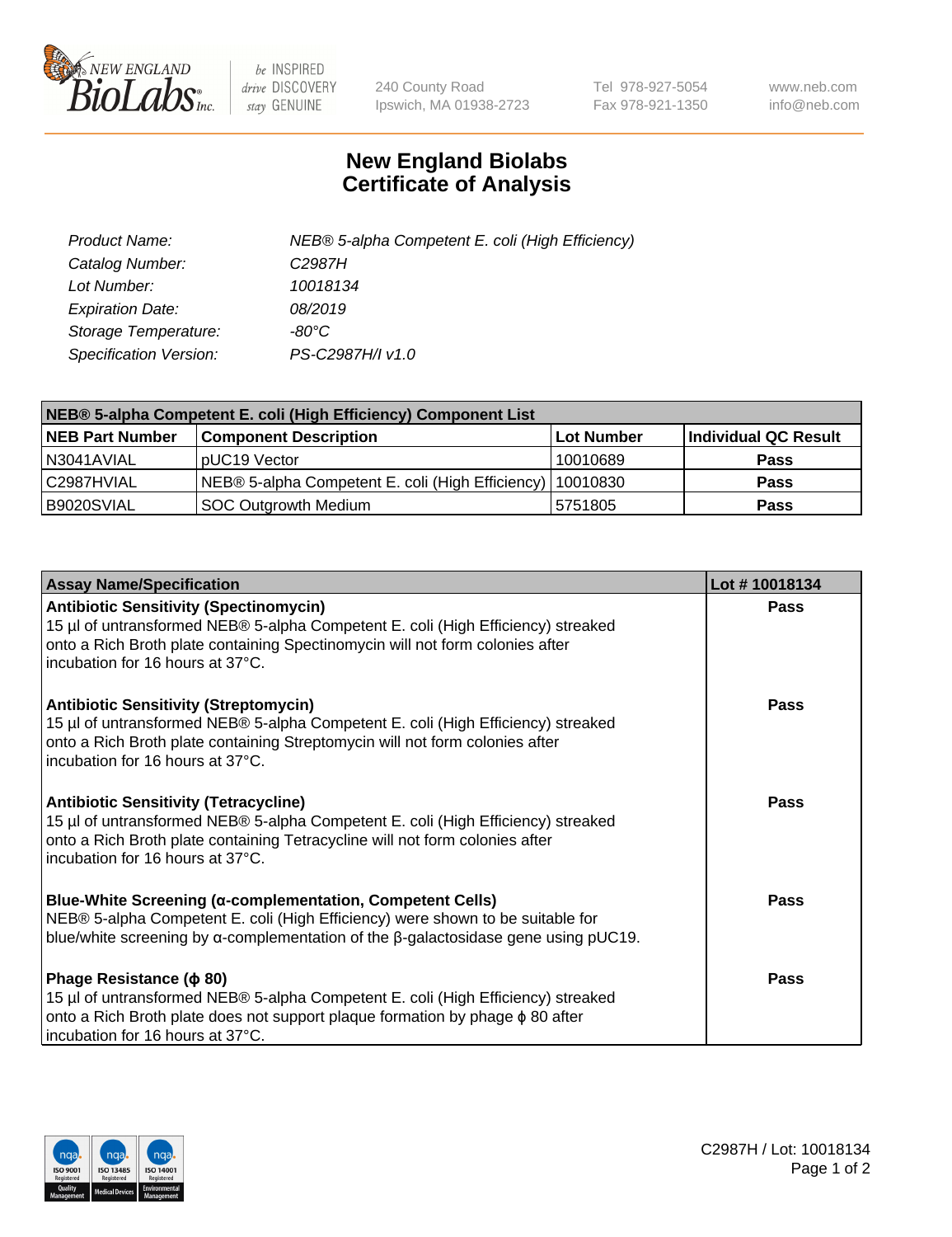# New England Biolabs Certificate of Analysis

| | |
|---|---|
| *Product Name:* | *NEB® 5-alpha Competent E. coli (High Efficiency)* |
| *Catalog Number:* | *C2987H* |
| *Lot Number:* | *10018134* |
| *Expiration Date:* | *08/2019* |
| *Storage Temperature:* | *-80°C* |
| *Specification Version:* | *PS-C2987H/I v1.0* |

| **NEB® 5-alpha Competent E. coli (High Efficiency) Component List** | | | |
|---|---|---|---|
| **NEB Part Number** | **Component Description** | **Lot Number** | **Individual QC Result** |
| N3041AVIAL | pUC19 Vector | 10010689 | **Pass** |
| C2987HVIAL | NEB® 5-alpha Competent E. coli (High Efficiency) | 10010830 | **Pass** |
| B9020SVIAL | SOC Outgrowth Medium | 5751805 | **Pass** |

| **Assay Name/Specification** | **Lot # 10018134** |
|---|---|
| **Antibiotic Sensitivity (Spectinomycin)** 15 µl of untransformed NEB® 5-alpha Competent E. coli (High Efficiency) streaked onto a Rich Broth plate containing Spectinomycin will not form colonies after incubation for 16 hours at 37°C. | **Pass** |
| **Antibiotic Sensitivity (Streptomycin)** 15 µl of untransformed NEB® 5-alpha Competent E. coli (High Efficiency) streaked onto a Rich Broth plate containing Streptomycin will not form colonies after incubation for 16 hours at 37°C. | **Pass** |
| **Antibiotic Sensitivity (Tetracycline)** 15 µl of untransformed NEB® 5-alpha Competent E. coli (High Efficiency) streaked onto a Rich Broth plate containing Tetracycline will not form colonies after incubation for 16 hours at 37°C. | **Pass** |
| **Blue-White Screening (α-complementation, Competent Cells)** NEB® 5-alpha Competent E. coli (High Efficiency) were shown to be suitable for blue/white screening by α-complementation of the β-galactosidase gene using pUC19. | **Pass** |
| **Phage Resistance (ϕ 80)** 15 µl of untransformed NEB® 5-alpha Competent E. coli (High Efficiency) streaked onto a Rich Broth plate does not support plaque formation by phage ϕ 80 after incubation for 16 hours at 37°C. | **Pass** |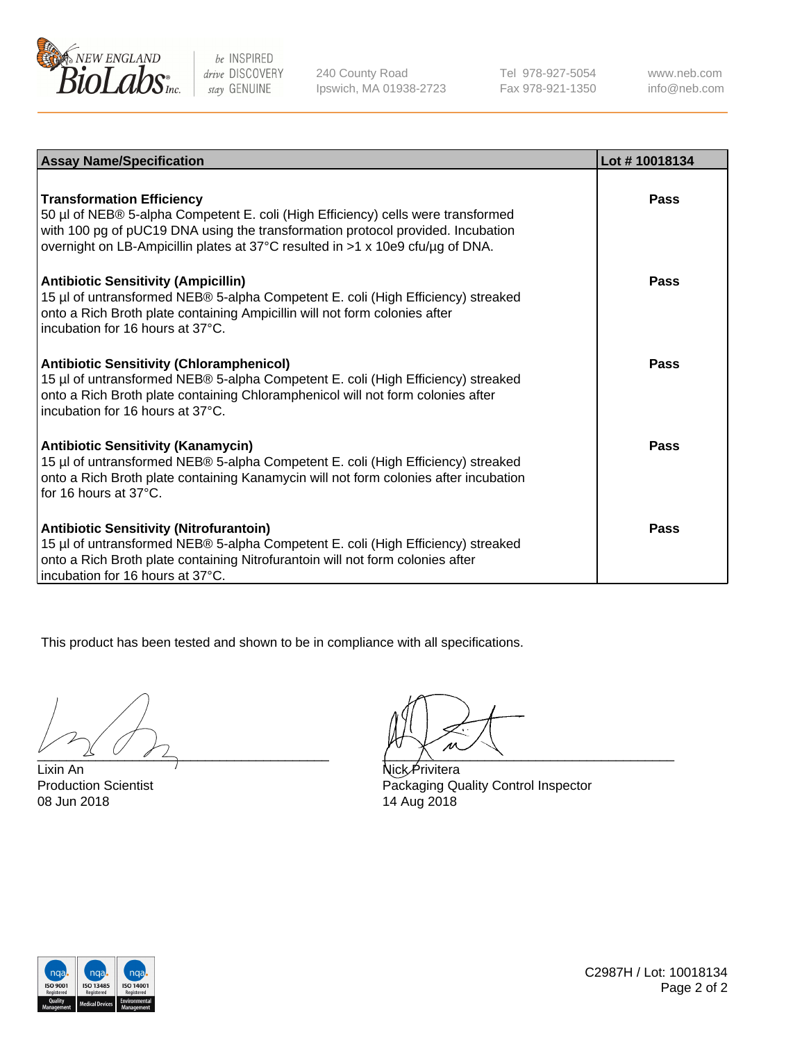| Assay Name/Specification | Lot # 10018134 |
|---|---|
| **Transformation Efficiency**<br>50 µl of NEB® 5-alpha Competent E. coli (High Efficiency) cells were transformed with 100 pg of pUC19 DNA using the transformation protocol provided. Incubation overnight on LB-Ampicillin plates at 37°C resulted in >1 x 10e9 cfu/µg of DNA. | Pass |
| **Antibiotic Sensitivity (Ampicillin)**<br>15 µl of untransformed NEB® 5-alpha Competent E. coli (High Efficiency) streaked onto a Rich Broth plate containing Ampicillin will not form colonies after incubation for 16 hours at 37°C. | Pass |
| **Antibiotic Sensitivity (Chloramphenicol)**<br>15 µl of untransformed NEB® 5-alpha Competent E. coli (High Efficiency) streaked onto a Rich Broth plate containing Chloramphenicol will not form colonies after incubation for 16 hours at 37°C. | Pass |
| **Antibiotic Sensitivity (Kanamycin)**<br>15 µl of untransformed NEB® 5-alpha Competent E. coli (High Efficiency) streaked onto a Rich Broth plate containing Kanamycin will not form colonies after incubation for 16 hours at 37°C. | Pass |
| **Antibiotic Sensitivity (Nitrofurantoin)**<br>15 µl of untransformed NEB® 5-alpha Competent E. coli (High Efficiency) streaked onto a Rich Broth plate containing Nitrofurantoin will not form colonies after incubation for 16 hours at 37°C. | Pass |

This product has been tested and shown to be in compliance with all specifications.

Lixin An
Production Scientist
08 Jun 2018

Nick Privitera
Packaging Quality Control Inspector
14 Aug 2018

C2987H / Lot: 10018134